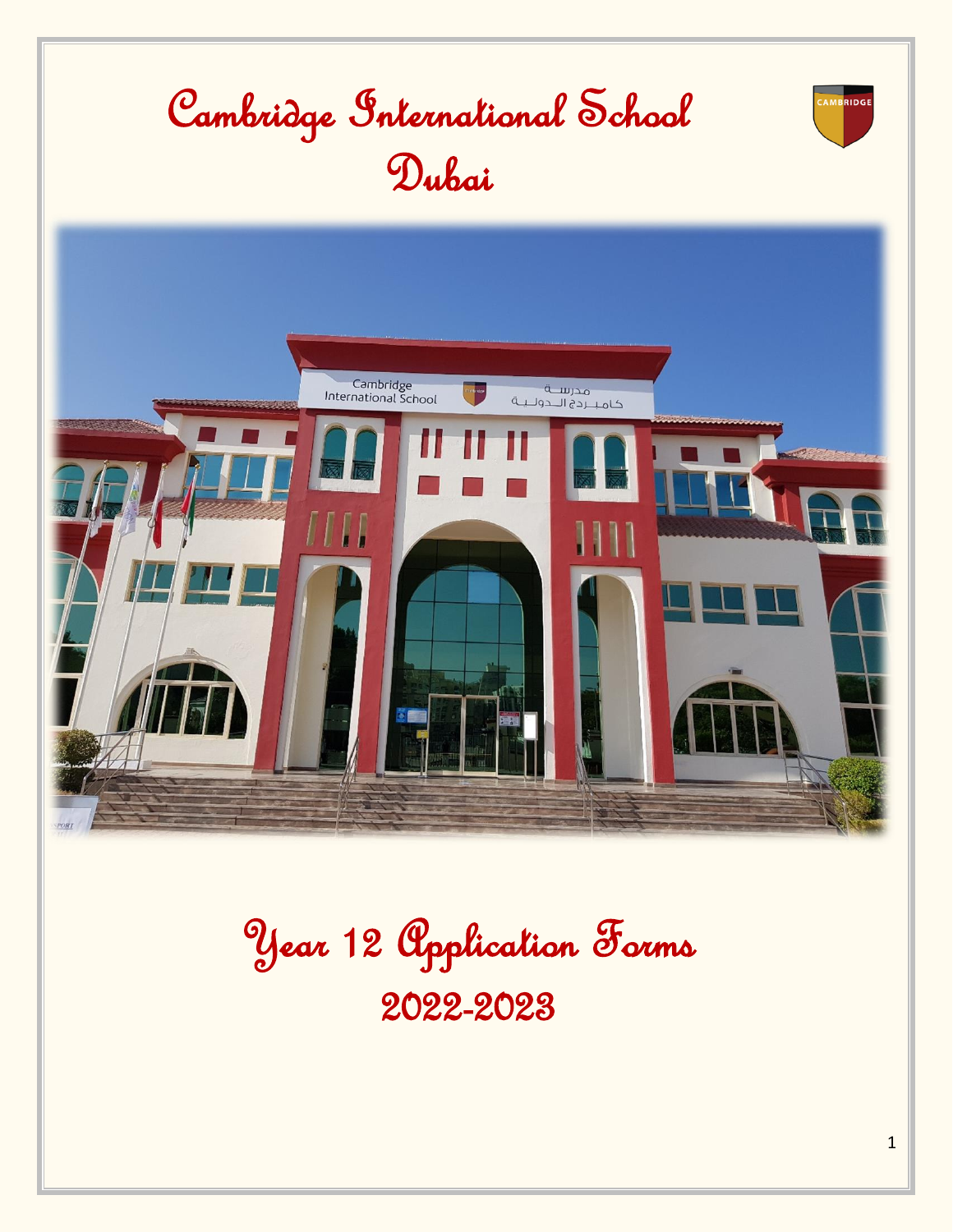# Cambridge International School Dubai

# Year 12 Application Forms

## 2022-2023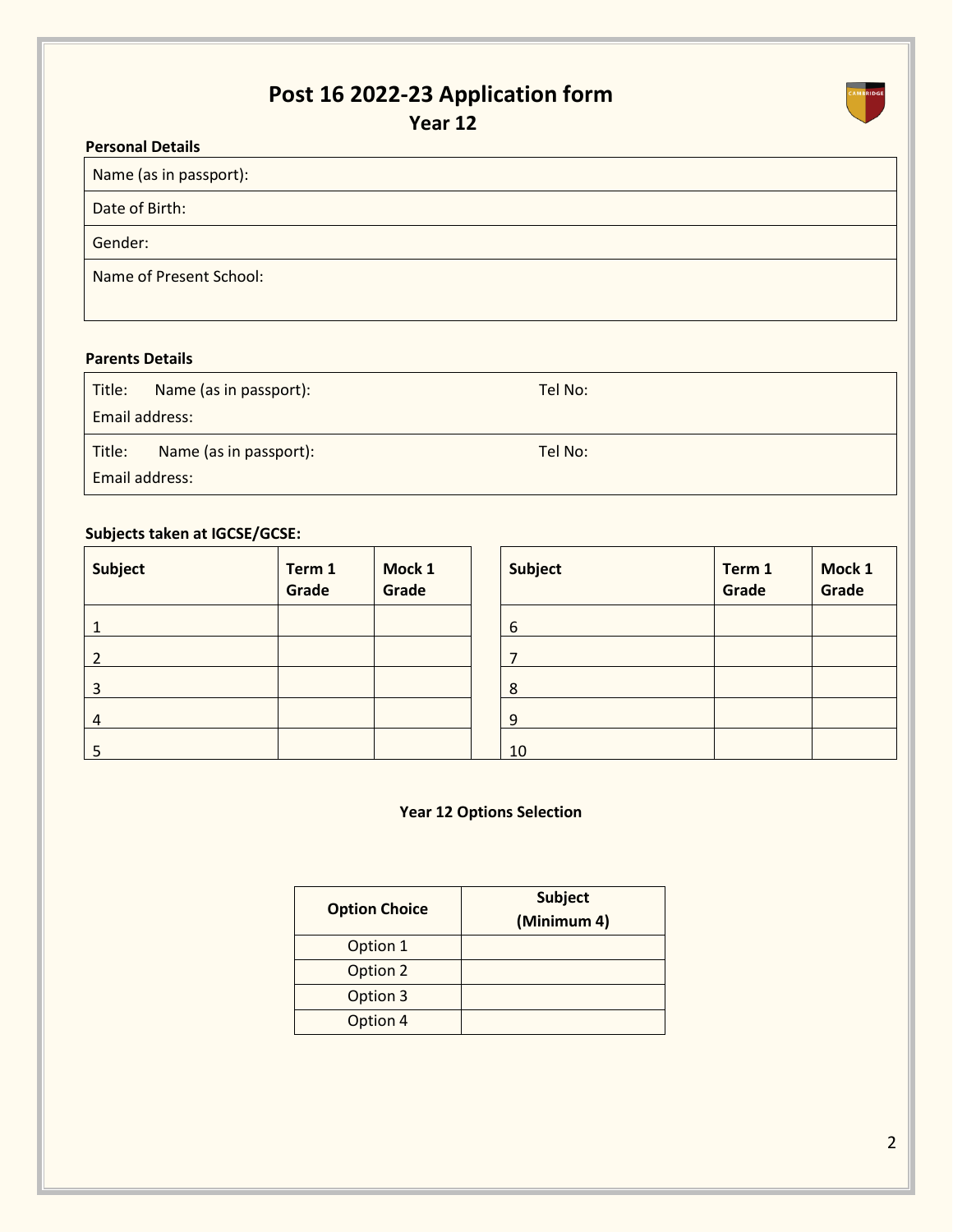# Post 16 2022-23 Application form

## Year 12

**Personal Details**

| |
|---|
| Name (as in passport): |
| Date of Birth: |
| Gender: |
| Name of Present School: |

**Parents Details**

| | |
|---|---|
| Title: Name (as in passport): | Tel No: |
| Email address: | |
| Title: Name (as in passport): | Tel No: |
| Email address: | |

**Subjects taken at IGCSE/GCSE:**

| Subject | Term 1 Grade | Mock 1 Grade |
|---|---|---|
| 1 | | |
| 2 | | |
| 3 | | |
| 4 | | |
| 5 | | |

| Subject | Term 1 Grade | Mock 1 Grade |
|---|---|---|
| 6 | | |
| 7 | | |
| 8 | | |
| 9 | | |
| 10 | | |

**Year 12 Options Selection**

| Option Choice | Subject (Minimum 4) |
|---|---|
| Option 1 | |
| Option 2 | |
| Option 3 | |
| Option 4 | |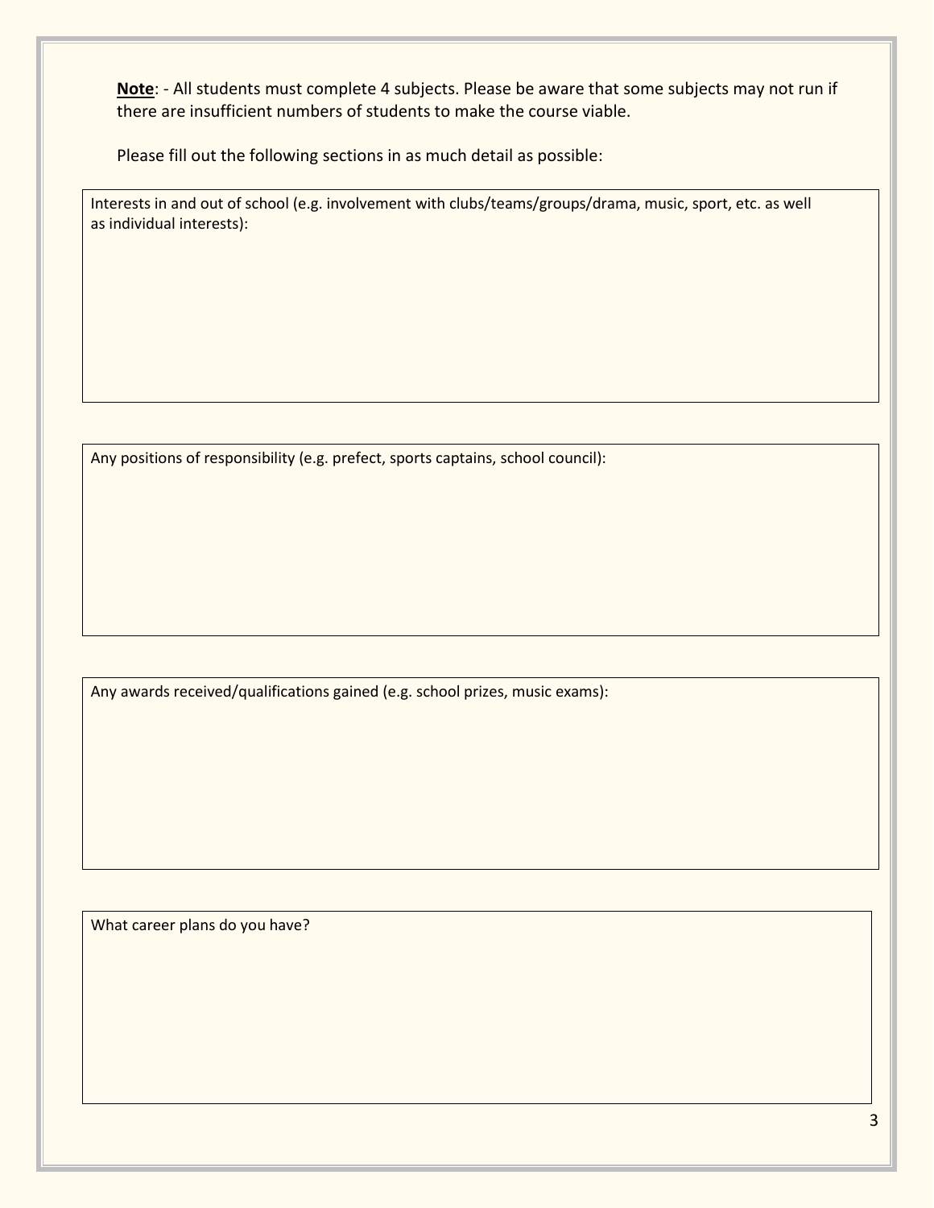**Note**: - All students must complete 4 subjects. Please be aware that some subjects may not run if there are insufficient numbers of students to make the course viable.

Please fill out the following sections in as much detail as possible:

| Interests in and out of school (e.g. involvement with clubs/teams/groups/drama, music, sport, etc. as well as individual interests): |
| --- |
| |

| Any positions of responsibility (e.g. prefect, sports captains, school council): |
| --- |
| |

| Any awards received/qualifications gained (e.g. school prizes, music exams): |
| --- |
| |

| What career plans do you have? |
| --- |
| |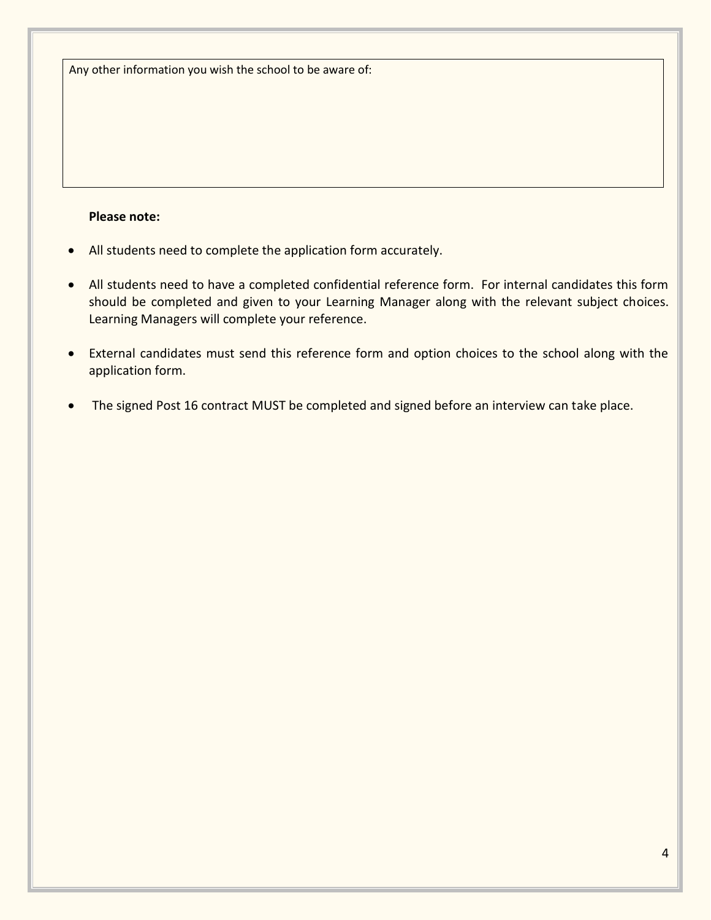| Any other information you wish the school to be aware of: |
| --- |
| |

**Please note:**

- All students need to complete the application form accurately.
- All students need to have a completed confidential reference form. For internal candidates this form should be completed and given to your Learning Manager along with the relevant subject choices. Learning Managers will complete your reference.
- External candidates must send this reference form and option choices to the school along with the application form.
- The signed Post 16 contract MUST be completed and signed before an interview can take place.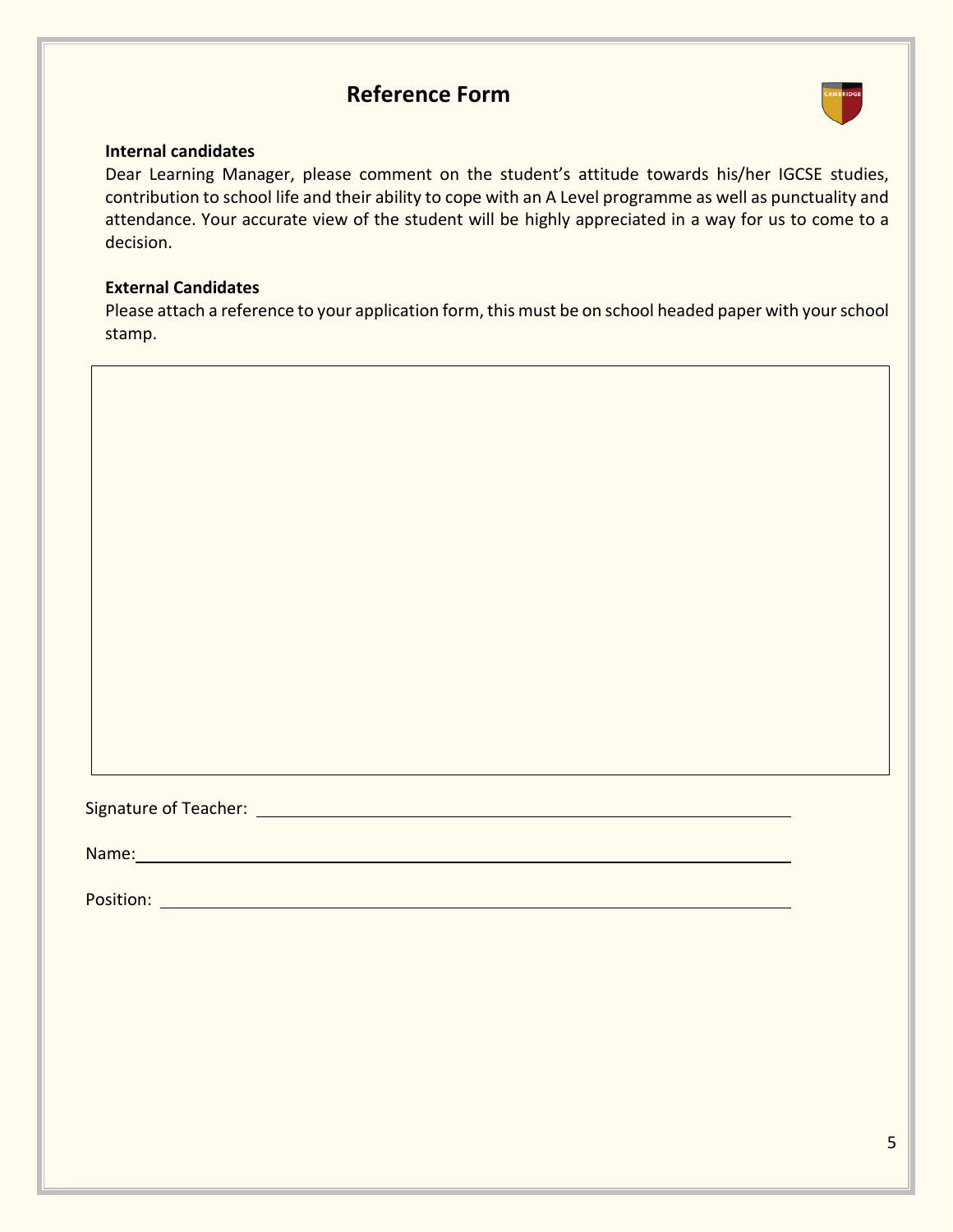# Reference Form

**Internal candidates**

Dear Learning Manager, please comment on the student's attitude towards his/her IGCSE studies, contribution to school life and their ability to cope with an A Level programme as well as punctuality and attendance. Your accurate view of the student will be highly appreciated in a way for us to come to a decision.

**External Candidates**

Please attach a reference to your application form, this must be on school headed paper with your school stamp.

| |
|---|
| |

Signature of Teacher: ______________________________

Name: ______________________________

Position: ______________________________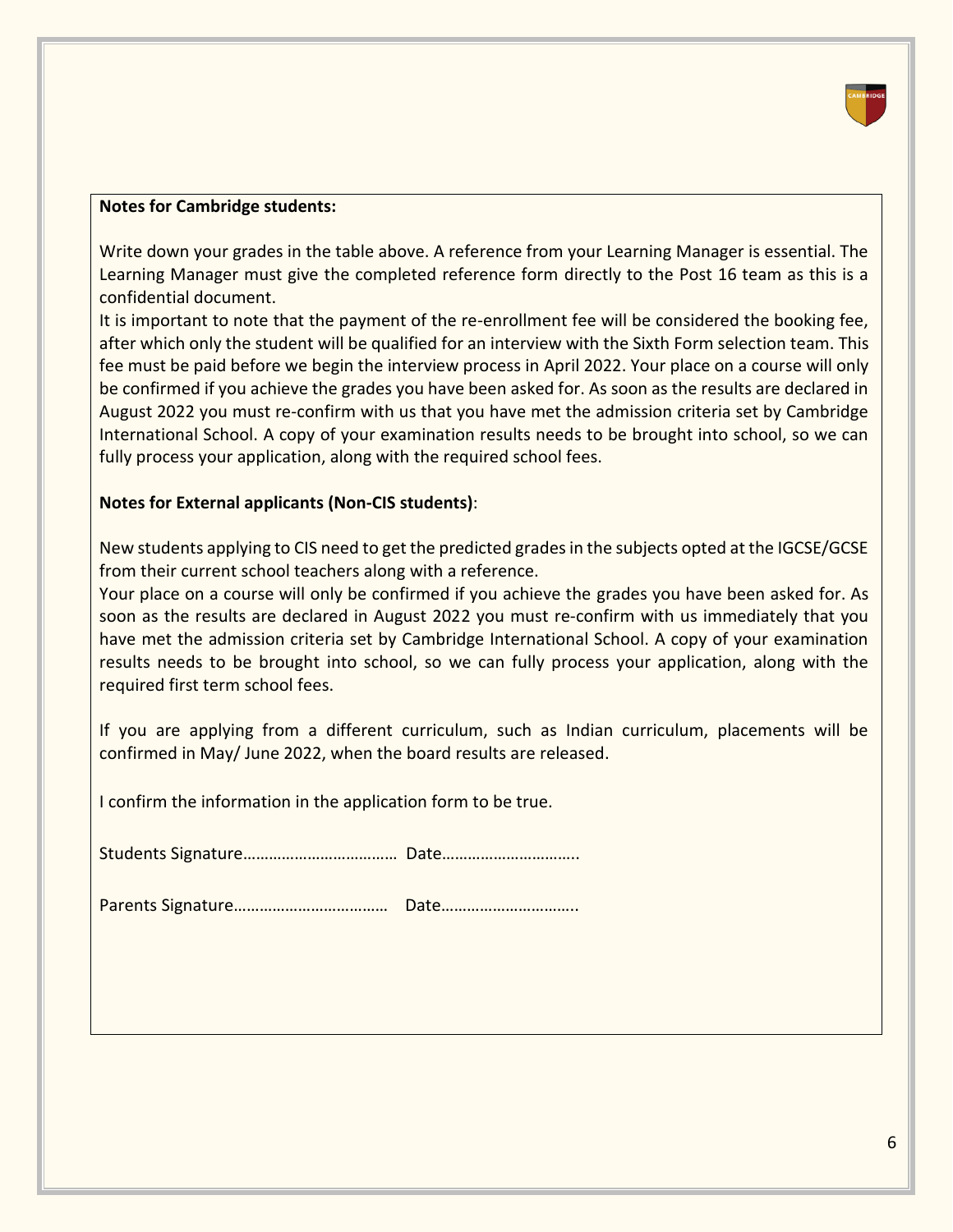**Notes for Cambridge students:**

Write down your grades in the table above. A reference from your Learning Manager is essential. The Learning Manager must give the completed reference form directly to the Post 16 team as this is a confidential document.
It is important to note that the payment of the re-enrollment fee will be considered the booking fee, after which only the student will be qualified for an interview with the Sixth Form selection team. This fee must be paid before we begin the interview process in April 2022. Your place on a course will only be confirmed if you achieve the grades you have been asked for. As soon as the results are declared in August 2022 you must re-confirm with us that you have met the admission criteria set by Cambridge International School. A copy of your examination results needs to be brought into school, so we can fully process your application, along with the required school fees.

**Notes for External applicants (Non-CIS students)**:

New students applying to CIS need to get the predicted grades in the subjects opted at the IGCSE/GCSE from their current school teachers along with a reference.
Your place on a course will only be confirmed if you achieve the grades you have been asked for. As soon as the results are declared in August 2022 you must re-confirm with us immediately that you have met the admission criteria set by Cambridge International School. A copy of your examination results needs to be brought into school, so we can fully process your application, along with the required first term school fees.

If you are applying from a different curriculum, such as Indian curriculum, placements will be confirmed in May/ June 2022, when the board results are released.

I confirm the information in the application form to be true.

Students Signature……………………………… Date…………………………..

Parents Signature……………………………… Date…………………………..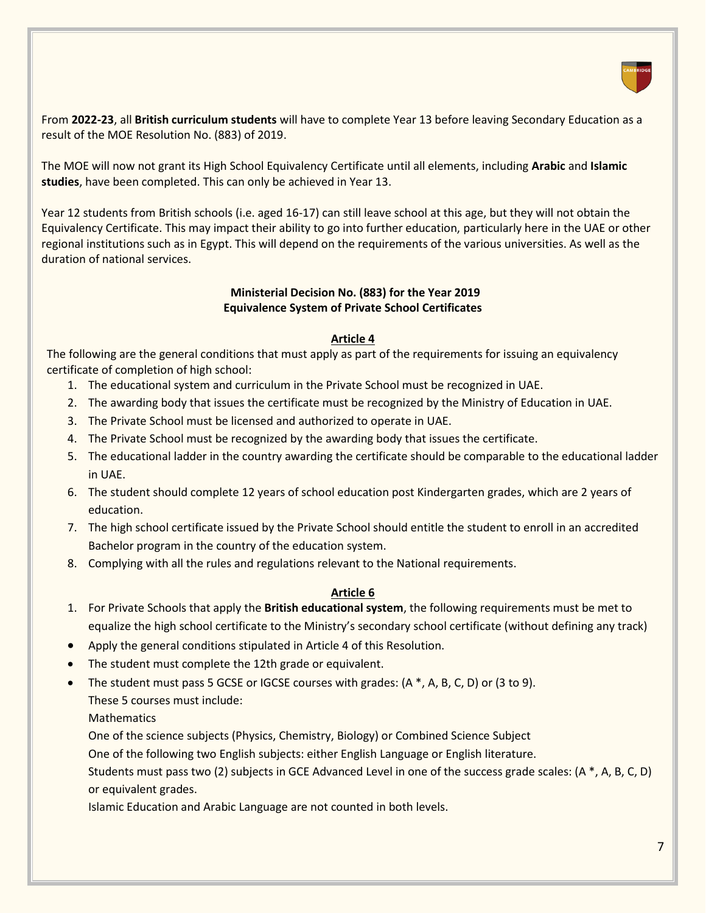From **2022-23**, all **British curriculum students** will have to complete Year 13 before leaving Secondary Education as a result of the MOE Resolution No. (883) of 2019.

The MOE will now not grant its High School Equivalency Certificate until all elements, including **Arabic** and **Islamic studies**, have been completed. This can only be achieved in Year 13.

Year 12 students from British schools (i.e. aged 16-17) can still leave school at this age, but they will not obtain the Equivalency Certificate. This may impact their ability to go into further education, particularly here in the UAE or other regional institutions such as in Egypt. This will depend on the requirements of the various universities. As well as the duration of national services.

**Ministerial Decision No. (883) for the Year 2019**
**Equivalence System of Private School Certificates**

**Article 4**

The following are the general conditions that must apply as part of the requirements for issuing an equivalency certificate of completion of high school:

1. The educational system and curriculum in the Private School must be recognized in UAE.
2. The awarding body that issues the certificate must be recognized by the Ministry of Education in UAE.
3. The Private School must be licensed and authorized to operate in UAE.
4. The Private School must be recognized by the awarding body that issues the certificate.
5. The educational ladder in the country awarding the certificate should be comparable to the educational ladder in UAE.
6. The student should complete 12 years of school education post Kindergarten grades, which are 2 years of education.
7. The high school certificate issued by the Private School should entitle the student to enroll in an accredited Bachelor program in the country of the education system.
8. Complying with all the rules and regulations relevant to the National requirements.

**Article 6**

1. For Private Schools that apply the **British educational system**, the following requirements must be met to equalize the high school certificate to the Ministry's secondary school certificate (without defining any track)

- Apply the general conditions stipulated in Article 4 of this Resolution.
- The student must complete the 12th grade or equivalent.
- The student must pass 5 GCSE or IGCSE courses with grades: (A *, A, B, C, D) or (3 to 9).
  These 5 courses must include:
  Mathematics
  One of the science subjects (Physics, Chemistry, Biology) or Combined Science Subject
  One of the following two English subjects: either English Language or English literature.
  Students must pass two (2) subjects in GCE Advanced Level in one of the success grade scales: (A *, A, B, C, D) or equivalent grades.
  Islamic Education and Arabic Language are not counted in both levels.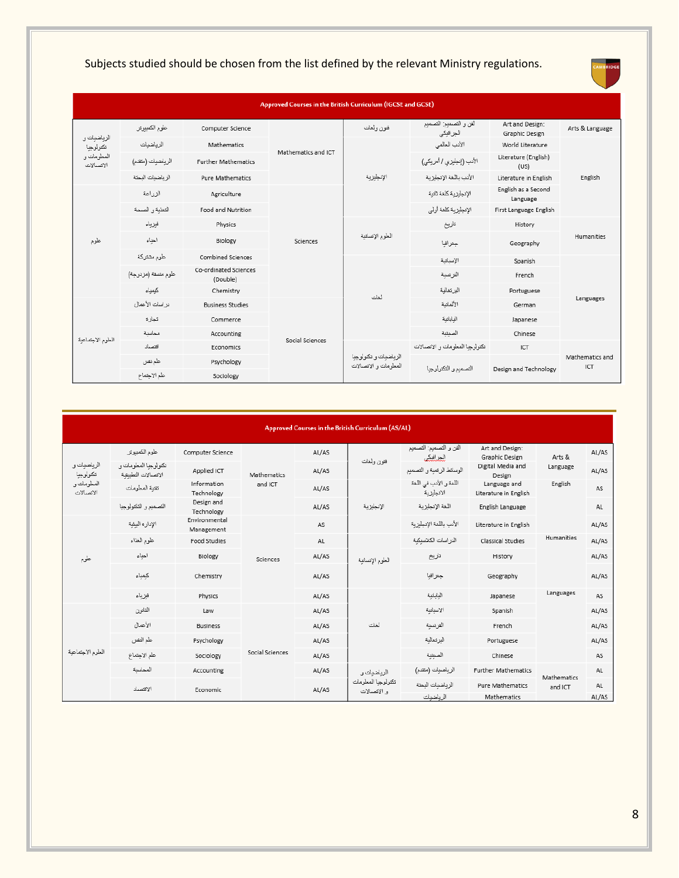Subjects studied should be chosen from the list defined by the relevant Ministry regulations.

| Approved Courses in the British Curriculum (IGCSE and GCSE) | | | | | | | |
|---|---|---|---|---|---|---|---|
| الرياضيات و تكنولوجيا المعلومات و الاتصالات | علوم الكمبيوتر | Computer Science | Mathematics and ICT | فنون ولغات | فن و التصميم: التصميم الجرافيكي | Art and Design: Graphic Design | Arts & Language |
| | الرياضيات | Mathematics | | الإنجليزية | الأدب العالمي | World Literature | English |
| | الرياضيات (متقدم) | Further Mathematics | | | الأدب (إنجليزي / أمريكي) | Literature (English) (US) | |
| | الرياضيات البحتة | Pure Mathematics | | | الأدب باللغة الإنجليزية | Literature in English | |
| علوم | الزراعة | Agriculture | Sciences | | الإنجليزية كلغة ثانية | English as a Second Language | |
| | التغذية و الصحة | Food and Nutrition | | | الإنجليزية كلغة أولى | First Language English | |
| | فيزياء | Physics | | العلوم الإنسانية | تاريخ | History | Humanities |
| | احياء | Biology | | | جغرافيا | Geography | |
| | علوم مشتركة | Combined Sciences | | لغات | الإسبانية | Spanish | Languages |
| | علوم منسقة (مزدوجة) | Co-ordinated Sciences (Double) | | | الفرنسية | French | |
| | كيمياء | Chemistry | | | البرتغالية | Portuguese | |
| العلوم الاجتماعية | دراسات الأعمال | Business Studies | Social Sciences | | الألمانية | German | |
| | تجارة | Commerce | | | اليابانية | Japanese | |
| | محاسبة | Accounting | | | الصينية | Chinese | |
| | اقتصاد | Economics | | الرياضيات و تكنولوجيا المعلومات و الاتصالات | تكنولوجيا المعلومات و الاتصالات | ICT | Mathematics and ICT |
| | علم نفس | Psychology | | | التصميم و التكنولوجيا | Design and Technology | |
| | علم الاجتماع | Sociology | | | | | |

| Approved Courses in the British Curriculum (AS/AL) | | | | | | | | | |
|---|---|---|---|---|---|---|---|---|---|
| الرياضيات و تكنولوجيا المعلومات و الاتصالات | علوم الكمبيوتر | Computer Science | Mathematics and ICT | AL/AS | فنون ولغات | الفن و التصميم: التصميم الجرافيكي | Art and Design: Graphic Design | Arts & Language | AL/AS |
| | تكنولوجيا المعلومات و الاتصالات التطبيقية | Applied ICT | | AL/AS | | الوسائط الرقمية و التصميم | Digital Media and Design | | AL/AS |
| | تقنية المعلومات | Information Technology | | AL/AS | الإنجليزية | اللغة و الأدب في اللغة الانجليزية | Language and Literature in English | English | AS |
| | التصميم و التكنولوجيا | Design and Technology | | AL/AS | | اللغة الإنجليزية | English Language | | AL |
| علوم | الإدارة البيئية | Environmental Management | Sciences | AS | | الأدب باللغة الإنجليزية | Literature in English | | AL/AS |
| | علوم الغذاء | Food Studies | | AL | العلوم الإنسانية | الدراسات الكلاسيكية | Classical Studies | Humanities | AL/AS |
| | احياء | Biology | | AL/AS | | تاريخ | History | | AL/AS |
| | كيمياء | Chemistry | | AL/AS | | جغرافيا | Geography | | AL/AS |
| | فيزياء | Physics | | AL/AS | لغات | اليابانية | Japanese | Languages | AS |
| العلوم الاجتماعية | القانون | Law | Social Sciences | AL/AS | | الاسبانية | Spanish | | AL/AS |
| | الأعمال | Business | | AL/AS | | الفرنسية | French | | AL/AS |
| | علم النفس | Psychology | | AL/AS | | البرتغالية | Portuguese | | AL/AS |
| | علم الاجتماع | Sociology | | AL/AS | | الصينية | Chinese | | AS |
| | المحاسبة | Accounting | | AL/AS | الرياضيات و تكنولوجيا المعلومات و الاتصالات | الرياضيات (متقدم) | Further Mathematics | Mathematics and ICT | AL |
| | الاقتصاد | Economic | | AL/AS | | الرياضيات البحتة | Pure Mathematics | | AL |
| | | | | | | الرياضيات | Mathematics | | AL/AS |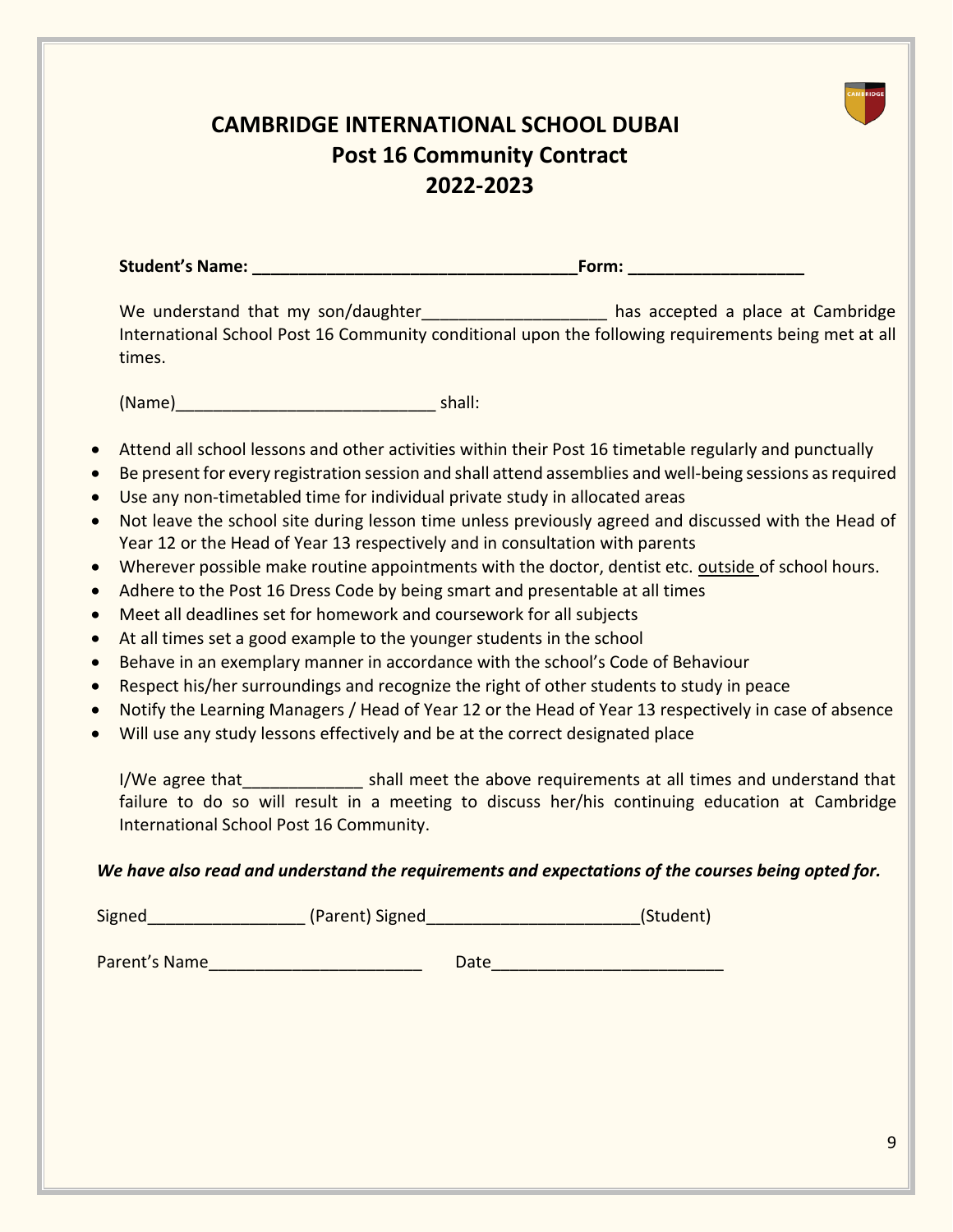# CAMBRIDGE INTERNATIONAL SCHOOL DUBAI
## Post 16 Community Contract
## 2022-2023

**Student's Name: ___________________________________Form: __________________**

We understand that my son/daughter___________________ has accepted a place at Cambridge International School Post 16 Community conditional upon the following requirements being met at all times.

(Name)___________________________ shall:

- Attend all school lessons and other activities within their Post 16 timetable regularly and punctually
- Be present for every registration session and shall attend assemblies and well-being sessions as required
- Use any non-timetabled time for individual private study in allocated areas
- Not leave the school site during lesson time unless previously agreed and discussed with the Head of Year 12 or the Head of Year 13 respectively and in consultation with parents
- Wherever possible make routine appointments with the doctor, dentist etc. <u>outside</u> of school hours.
- Adhere to the Post 16 Dress Code by being smart and presentable at all times
- Meet all deadlines set for homework and coursework for all subjects
- At all times set a good example to the younger students in the school
- Behave in an exemplary manner in accordance with the school's Code of Behaviour
- Respect his/her surroundings and recognize the right of other students to study in peace
- Notify the Learning Managers / Head of Year 12 or the Head of Year 13 respectively in case of absence
- Will use any study lessons effectively and be at the correct designated place

I/We agree that____________ shall meet the above requirements at all times and understand that failure to do so will result in a meeting to discuss her/his continuing education at Cambridge International School Post 16 Community.

***We have also read and understand the requirements and expectations of the courses being opted for.***

Signed________________ (Parent) Signed______________________(Student)

Parent's Name______________________ Date________________________